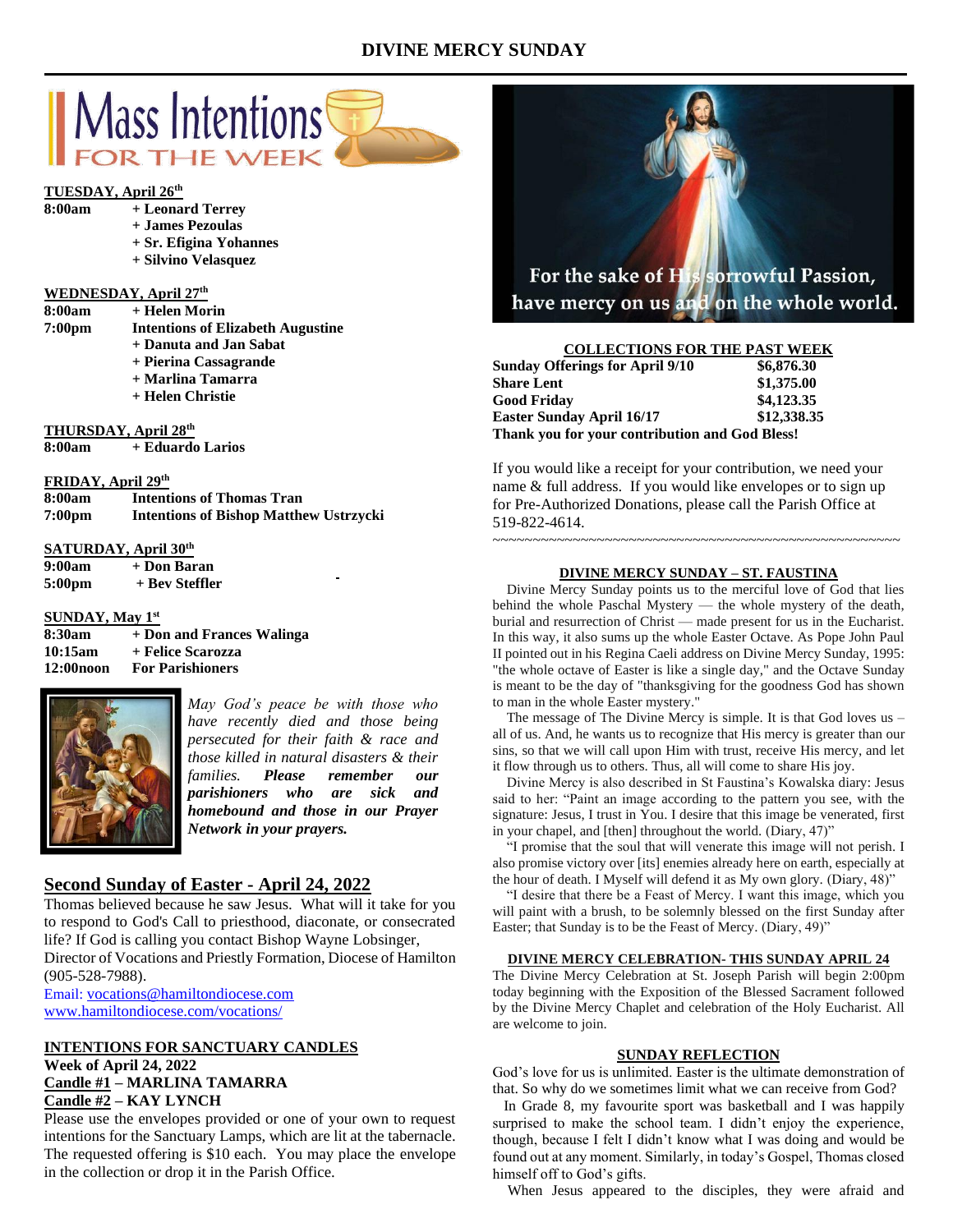# DIVINE MERCY SUNDAY

## Mass Intentions FOR THE WEEK

**TUESDAY, April 26th**

| | |
|---|---|
| **8:00am** | **+ Leonard Terrey** |
| | **+ James Pezoulas** |
| | **+ Sr. Efigina Yohannes** |
| | **+ Silvino Velasquez** |

**WEDNESDAY, April 27th**

| | |
|---|---|
| **8:00am** | **+ Helen Morin** |
| **7:00pm** | **Intentions of Elizabeth Augustine** |
| | **+ Danuta and Jan Sabat** |
| | **+ Pierina Cassagrande** |
| | **+ Marlina Tamarra** |
| | **+ Helen Christie** |

**THURSDAY, April 28th**

| | |
|---|---|
| **8:00am** | **+ Eduardo Larios** |

**FRIDAY, April 29th**

| | |
|---|---|
| **8:00am** | **Intentions of Thomas Tran** |
| **7:00pm** | **Intentions of Bishop Matthew Ustrzycki** |

**SATURDAY, April 30th**

| | |
|---|---|
| **9:00am** | **+ Don Baran** |
| **5:00pm** | **+ Bev Steffler** |

**SUNDAY, May 1st**

| | |
|---|---|
| **8:30am** | **+ Don and Frances Walinga** |
| **10:15am** | **+ Felice Scarozza** |
| **12:00noon** | **For Parishioners** |

*May God's peace be with those who have recently died and those being persecuted for their faith & race and those killed in natural disasters & their families.* ***Please remember our parishioners who are sick and homebound and those in our Prayer Network in your prayers.***

## Second Sunday of Easter - April 24, 2022

Thomas believed because he saw Jesus. What will it take for you to respond to God's Call to priesthood, diaconate, or consecrated life? If God is calling you contact Bishop Wayne Lobsinger, Director of Vocations and Priestly Formation, Diocese of Hamilton (905-528-7988).
Email: vocations@hamiltondiocese.com
www.hamiltondiocese.com/vocations/

**INTENTIONS FOR SANCTUARY CANDLES**
**Week of April 24, 2022**
**Candle #1 – MARLINA TAMARRA**
**Candle #2 – KAY LYNCH**

Please use the envelopes provided or one of your own to request intentions for the Sanctuary Lamps, which are lit at the tabernacle. The requested offering is $10 each. You may place the envelope in the collection or drop it in the Parish Office.

For the sake of His sorrowful Passion, have mercy on us and on the whole world.

**COLLECTIONS FOR THE PAST WEEK**

| | |
|---|---|
| **Sunday Offerings for April 9/10** | **$6,876.30** |
| **Share Lent** | **$1,375.00** |
| **Good Friday** | **$4,123.35** |
| **Easter Sunday April 16/17** | **$12,338.35** |

**Thank you for your contribution and God Bless!**

If you would like a receipt for your contribution, we need your name & full address. If you would like envelopes or to sign up for Pre-Authorized Donations, please call the Parish Office at 519-822-4614.

~~~~~~~~~~~~~~~~~~~~~~~~~~~~~~~~~~~~~~~~~~~~~~~~~~~~~

**DIVINE MERCY SUNDAY – ST. FAUSTINA**

Divine Mercy Sunday points us to the merciful love of God that lies behind the whole Paschal Mystery — the whole mystery of the death, burial and resurrection of Christ — made present for us in the Eucharist. In this way, it also sums up the whole Easter Octave. As Pope John Paul II pointed out in his Regina Caeli address on Divine Mercy Sunday, 1995: "the whole octave of Easter is like a single day," and the Octave Sunday is meant to be the day of "thanksgiving for the goodness God has shown to man in the whole Easter mystery."

The message of The Divine Mercy is simple. It is that God loves us – all of us. And, he wants us to recognize that His mercy is greater than our sins, so that we will call upon Him with trust, receive His mercy, and let it flow through us to others. Thus, all will come to share His joy.

Divine Mercy is also described in St Faustina's Kowalska diary: Jesus said to her: "Paint an image according to the pattern you see, with the signature: Jesus, I trust in You. I desire that this image be venerated, first in your chapel, and [then] throughout the world. (Diary, 47)"

"I promise that the soul that will venerate this image will not perish. I also promise victory over [its] enemies already here on earth, especially at the hour of death. I Myself will defend it as My own glory. (Diary, 48)"

"I desire that there be a Feast of Mercy. I want this image, which you will paint with a brush, to be solemnly blessed on the first Sunday after Easter; that Sunday is to be the Feast of Mercy. (Diary, 49)"

**DIVINE MERCY CELEBRATION- THIS SUNDAY APRIL 24**

The Divine Mercy Celebration at St. Joseph Parish will begin 2:00pm today beginning with the Exposition of the Blessed Sacrament followed by the Divine Mercy Chaplet and celebration of the Holy Eucharist. All are welcome to join.

**SUNDAY REFLECTION**

God's love for us is unlimited. Easter is the ultimate demonstration of that. So why do we sometimes limit what we can receive from God?

In Grade 8, my favourite sport was basketball and I was happily surprised to make the school team. I didn't enjoy the experience, though, because I felt I didn't know what I was doing and would be found out at any moment. Similarly, in today's Gospel, Thomas closed himself off to God's gifts.

When Jesus appeared to the disciples, they were afraid and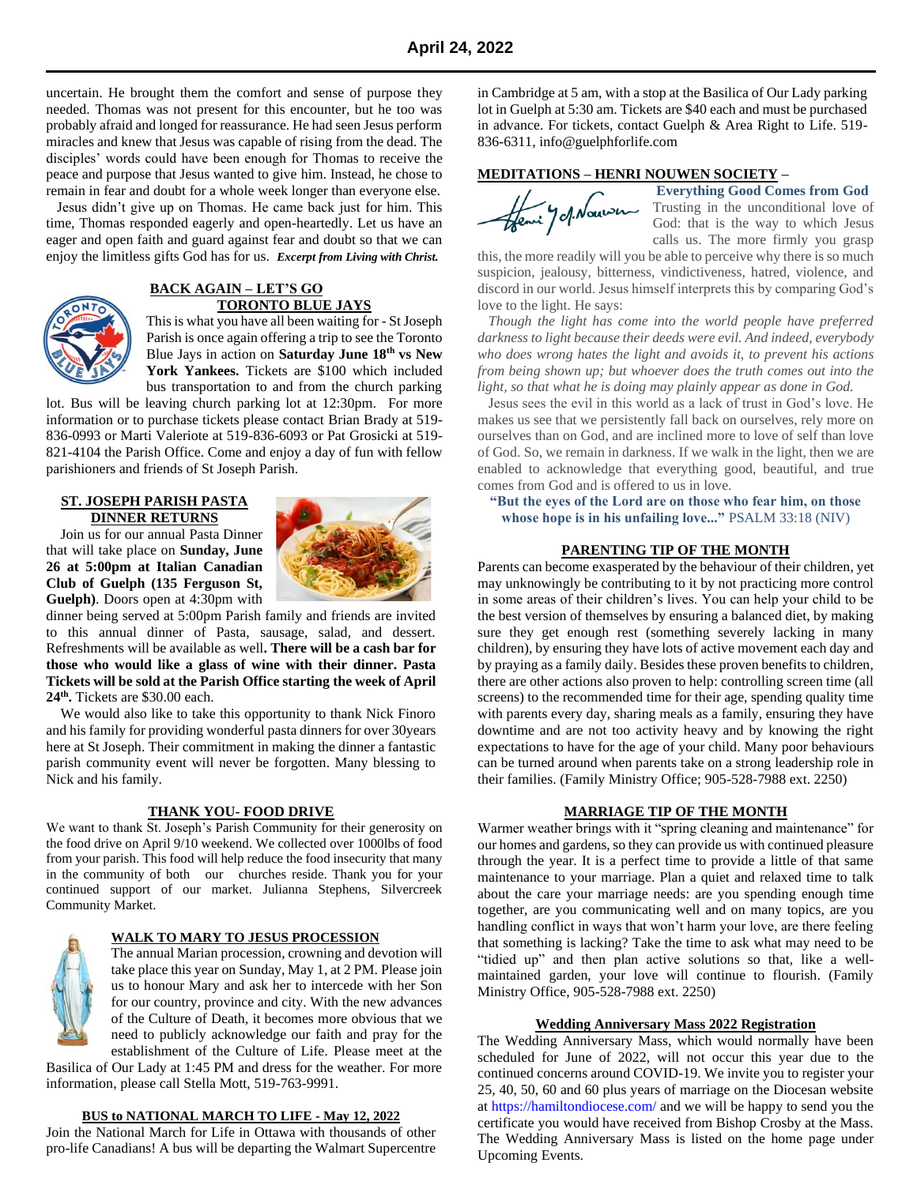uncertain. He brought them the comfort and sense of purpose they needed. Thomas was not present for this encounter, but he too was probably afraid and longed for reassurance. He had seen Jesus perform miracles and knew that Jesus was capable of rising from the dead. The disciples' words could have been enough for Thomas to receive the peace and purpose that Jesus wanted to give him. Instead, he chose to remain in fear and doubt for a whole week longer than everyone else.

Jesus didn't give up on Thomas. He came back just for him. This time, Thomas responded eagerly and open-heartedly. Let us have an eager and open faith and guard against fear and doubt so that we can enjoy the limitless gifts God has for us. ***Excerpt from Living with Christ.***

## BACK AGAIN – LET'S GO TORONTO BLUE JAYS

This is what you have all been waiting for - St Joseph Parish is once again offering a trip to see the Toronto Blue Jays in action on **Saturday June 18th vs New York Yankees.** Tickets are $100 which included bus transportation to and from the church parking lot. Bus will be leaving church parking lot at 12:30pm. For more information or to purchase tickets please contact Brian Brady at 519-836-0993 or Marti Valeriote at 519-836-6093 or Pat Grosicki at 519-821-4104 the Parish Office. Come and enjoy a day of fun with fellow parishioners and friends of St Joseph Parish.

## ST. JOSEPH PARISH PASTA DINNER RETURNS

Join us for our annual Pasta Dinner that will take place on **Sunday, June 26 at 5:00pm at Italian Canadian Club of Guelph (135 Ferguson St, Guelph)**. Doors open at 4:30pm with dinner being served at 5:00pm Parish family and friends are invited to this annual dinner of Pasta, sausage, salad, and dessert. Refreshments will be available as well**. There will be a cash bar for those who would like a glass of wine with their dinner. Pasta Tickets will be sold at the Parish Office starting the week of April 24th.** Tickets are $30.00 each.

We would also like to take this opportunity to thank Nick Finoro and his family for providing wonderful pasta dinners for over 30years here at St Joseph. Their commitment in making the dinner a fantastic parish community event will never be forgotten. Many blessing to Nick and his family.

## THANK YOU- FOOD DRIVE

We want to thank St. Joseph's Parish Community for their generosity on the food drive on April 9/10 weekend. We collected over 1000lbs of food from your parish. This food will help reduce the food insecurity that many in the community of both our churches reside. Thank you for your continued support of our market. Julianna Stephens, Silvercreek Community Market.

## WALK TO MARY TO JESUS PROCESSION

The annual Marian procession, crowning and devotion will take place this year on Sunday, May 1, at 2 PM. Please join us to honour Mary and ask her to intercede with her Son for our country, province and city. With the new advances of the Culture of Death, it becomes more obvious that we need to publicly acknowledge our faith and pray for the establishment of the Culture of Life. Please meet at the Basilica of Our Lady at 1:45 PM and dress for the weather. For more information, please call Stella Mott, 519-763-9991.

## BUS to NATIONAL MARCH TO LIFE - May 12, 2022

Join the National March for Life in Ottawa with thousands of other pro-life Canadians! A bus will be departing the Walmart Supercentre in Cambridge at 5 am, with a stop at the Basilica of Our Lady parking lot in Guelph at 5:30 am. Tickets are $40 each and must be purchased in advance. For tickets, contact Guelph & Area Right to Life. 519-836-6311, info@guelphforlife.com

## MEDITATIONS – HENRI NOUWEN SOCIETY –

**Everything Good Comes from God**

Trusting in the unconditional love of God: that is the way to which Jesus calls us. The more firmly you grasp this, the more readily will you be able to perceive why there is so much suspicion, jealousy, bitterness, vindictiveness, hatred, violence, and discord in our world. Jesus himself interprets this by comparing God's love to the light. He says:

*Though the light has come into the world people have preferred darkness to light because their deeds were evil. And indeed, everybody who does wrong hates the light and avoids it, to prevent his actions from being shown up; but whoever does the truth comes out into the light, so that what he is doing may plainly appear as done in God.*

Jesus sees the evil in this world as a lack of trust in God's love. He makes us see that we persistently fall back on ourselves, rely more on ourselves than on God, and are inclined more to love of self than love of God. So, we remain in darkness. If we walk in the light, then we are enabled to acknowledge that everything good, beautiful, and true comes from God and is offered to us in love.

**"But the eyes of the Lord are on those who fear him, on those whose hope is in his unfailing love..."** PSALM 33:18 (NIV)

## PARENTING TIP OF THE MONTH

Parents can become exasperated by the behaviour of their children, yet may unknowingly be contributing to it by not practicing more control in some areas of their children's lives. You can help your child to be the best version of themselves by ensuring a balanced diet, by making sure they get enough rest (something severely lacking in many children), by ensuring they have lots of active movement each day and by praying as a family daily. Besides these proven benefits to children, there are other actions also proven to help: controlling screen time (all screens) to the recommended time for their age, spending quality time with parents every day, sharing meals as a family, ensuring they have downtime and are not too activity heavy and by knowing the right expectations to have for the age of your child. Many poor behaviours can be turned around when parents take on a strong leadership role in their families. (Family Ministry Office; 905-528-7988 ext. 2250)

## MARRIAGE TIP OF THE MONTH

Warmer weather brings with it "spring cleaning and maintenance" for our homes and gardens, so they can provide us with continued pleasure through the year. It is a perfect time to provide a little of that same maintenance to your marriage. Plan a quiet and relaxed time to talk about the care your marriage needs: are you spending enough time together, are you communicating well and on many topics, are you handling conflict in ways that won't harm your love, are there feeling that something is lacking? Take the time to ask what may need to be "tidied up" and then plan active solutions so that, like a well-maintained garden, your love will continue to flourish. (Family Ministry Office, 905-528-7988 ext. 2250)

## Wedding Anniversary Mass 2022 Registration

The Wedding Anniversary Mass, which would normally have been scheduled for June of 2022, will not occur this year due to the continued concerns around COVID-19. We invite you to register your 25, 40, 50, 60 and 60 plus years of marriage on the Diocesan website at https://hamiltondiocese.com/ and we will be happy to send you the certificate you would have received from Bishop Crosby at the Mass. The Wedding Anniversary Mass is listed on the home page under Upcoming Events.